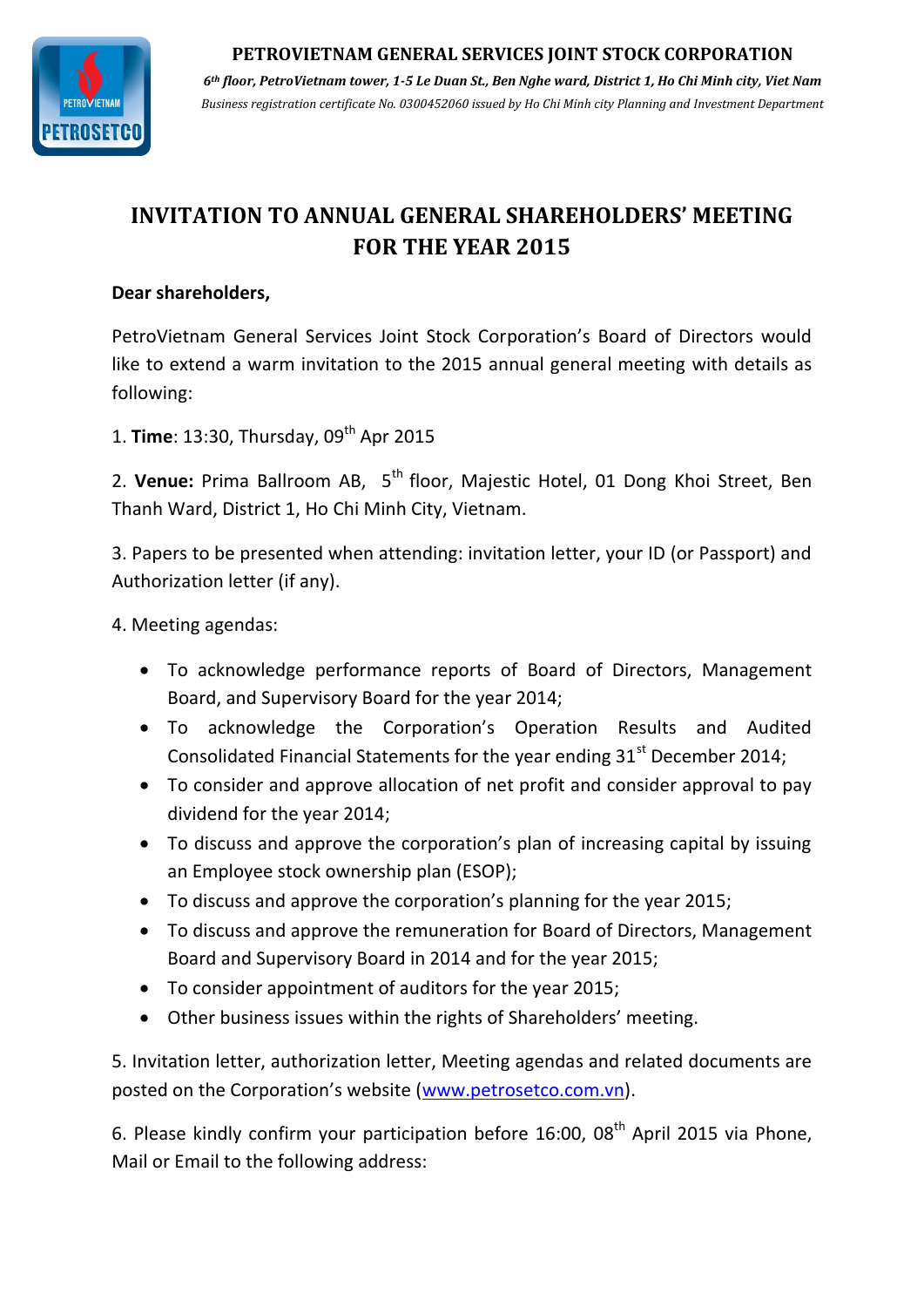**PETROVIETNAM GENERAL SERVICES JOINT STOCK CORPORATION**

***6th floor, PetroVietnam tower, 1-5 Le Duan St., Ben Nghe ward, District 1, Ho Chi Minh city, Viet Nam***

*Business registration certificate No. 0300452060 issued by Ho Chi Minh city Planning and Investment Department*

# INVITATION TO ANNUAL GENERAL SHAREHOLDERS' MEETING FOR THE YEAR 2015

**Dear shareholders,**

PetroVietnam General Services Joint Stock Corporation's Board of Directors would like to extend a warm invitation to the 2015 annual general meeting with details as following:

1. **Time**: 13:30, Thursday, 09th Apr 2015

2. **Venue:** Prima Ballroom AB, 5th floor, Majestic Hotel, 01 Dong Khoi Street, Ben Thanh Ward, District 1, Ho Chi Minh City, Vietnam.

3. Papers to be presented when attending: invitation letter, your ID (or Passport) and Authorization letter (if any).

4. Meeting agendas:

- To acknowledge performance reports of Board of Directors, Management Board, and Supervisory Board for the year 2014;
- To acknowledge the Corporation's Operation Results and Audited Consolidated Financial Statements for the year ending 31st December 2014;
- To consider and approve allocation of net profit and consider approval to pay dividend for the year 2014;
- To discuss and approve the corporation's plan of increasing capital by issuing an Employee stock ownership plan (ESOP);
- To discuss and approve the corporation's planning for the year 2015;
- To discuss and approve the remuneration for Board of Directors, Management Board and Supervisory Board in 2014 and for the year 2015;
- To consider appointment of auditors for the year 2015;
- Other business issues within the rights of Shareholders' meeting.

5. Invitation letter, authorization letter, Meeting agendas and related documents are posted on the Corporation's website (www.petrosetco.com.vn).

6. Please kindly confirm your participation before 16:00, 08th April 2015 via Phone, Mail or Email to the following address: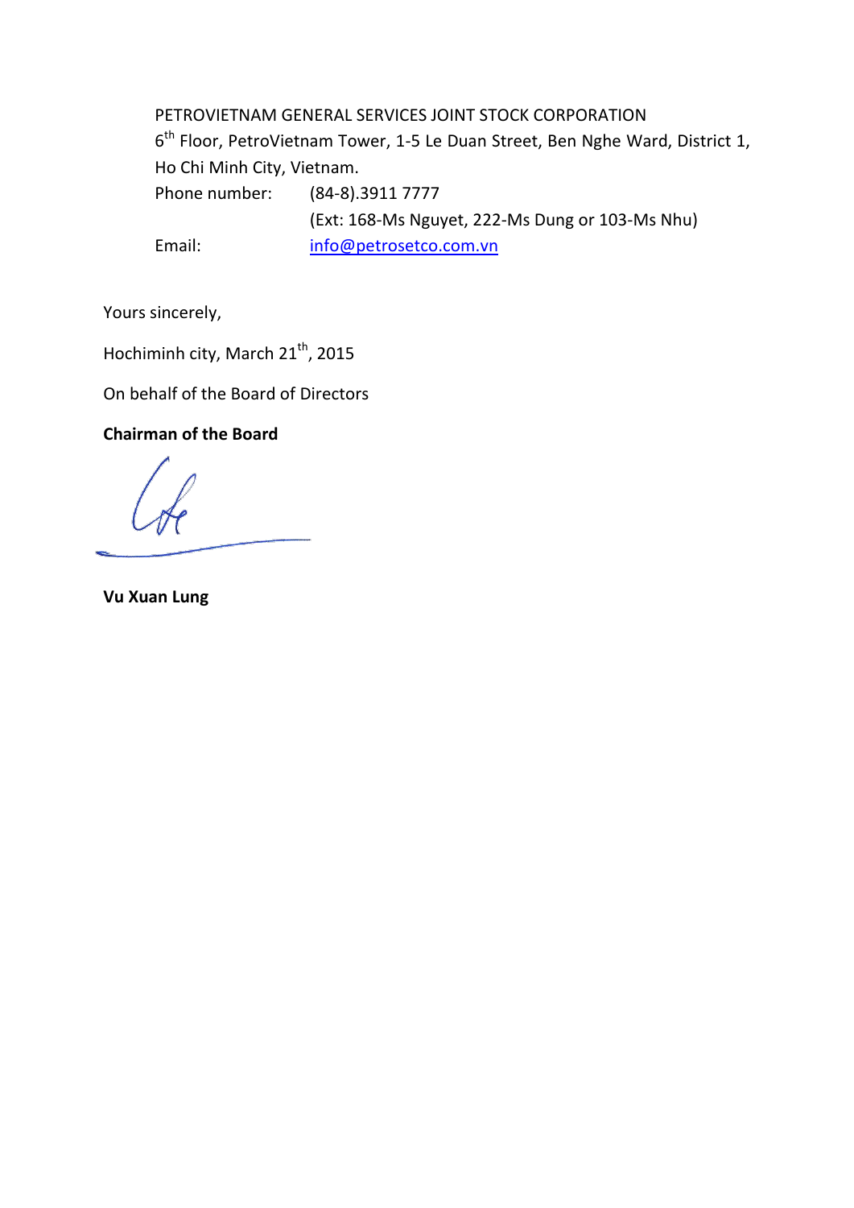PETROVIETNAM GENERAL SERVICES JOINT STOCK CORPORATION
6th Floor, PetroVietnam Tower, 1-5 Le Duan Street, Ben Nghe Ward, District 1, Ho Chi Minh City, Vietnam.

Phone number: (84-8).3911 7777
(Ext: 168-Ms Nguyet, 222-Ms Dung or 103-Ms Nhu)

Email: info@petrosetco.com.vn

Yours sincerely,

Hochiminh city, March 21th, 2015

On behalf of the Board of Directors

**Chairman of the Board**

**Vu Xuan Lung**